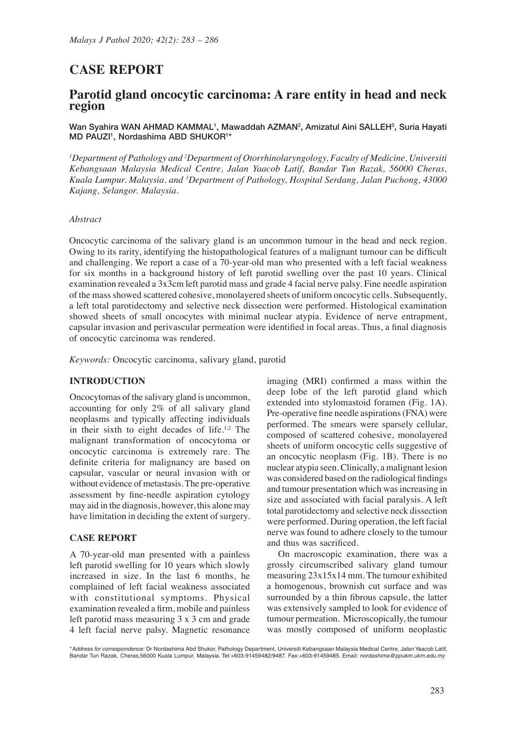# CASE REPORT

## Parotid gland oncocytic carcinoma: A rare entity in head and neck region

Wan Syahira WAN AHMAD KAMMAL[1], Mawaddah AZMAN[2], Amizatul Aini SALLEH[3], Suria Hayati MD PAUZI[1], Nordashima ABD SHUKOR[1*]

*[1]Department of Pathology and [2]Department of Otorrhinolaryngology, Faculty of Medicine, Universiti Kebangsaan Malaysia Medical Centre, Jalan Yaacob Latif, Bandar Tun Razak, 56000 Cheras, Kuala Lumpur. Malaysia. and [3]Department of Pathology, Hospital Serdang, Jalan Puchong, 43000 Kajang, Selangor. Malaysia.*

### *Abstract*

Oncocytic carcinoma of the salivary gland is an uncommon tumour in the head and neck region. Owing to its rarity, identifying the histopathological features of a malignant tumour can be difficult and challenging. We report a case of a 70-year-old man who presented with a left facial weakness for six months in a background history of left parotid swelling over the past 10 years. Clinical examination revealed a 3x3cm left parotid mass and grade 4 facial nerve palsy. Fine needle aspiration of the mass showed scattered cohesive, monolayered sheets of uniform oncocytic cells. Subsequently, a left total parotidectomy and selective neck dissection were performed. Histological examination showed sheets of small oncocytes with minimal nuclear atypia. Evidence of nerve entrapment, capsular invasion and perivascular permeation were identified in focal areas. Thus, a final diagnosis of oncocytic carcinoma was rendered.

*Keywords:* Oncocytic carcinoma, salivary gland, parotid

## INTRODUCTION

Oncocytomas of the salivary gland is uncommon, accounting for only 2% of all salivary gland neoplasms and typically affecting individuals in their sixth to eight decades of life.[1,2] The malignant transformation of oncocytoma or oncocytic carcinoma is extremely rare. The definite criteria for malignancy are based on capsular, vascular or neural invasion with or without evidence of metastasis. The pre-operative assessment by fine-needle aspiration cytology may aid in the diagnosis, however, this alone may have limitation in deciding the extent of surgery.

## CASE REPORT

A 70-year-old man presented with a painless left parotid swelling for 10 years which slowly increased in size. In the last 6 months, he complained of left facial weakness associated with constitutional symptoms. Physical examination revealed a firm, mobile and painless left parotid mass measuring 3 x 3 cm and grade 4 left facial nerve palsy. Magnetic resonance imaging (MRI) confirmed a mass within the deep lobe of the left parotid gland which extended into stylomastoid foramen (Fig. 1A). Pre-operative fine needle aspirations (FNA) were performed. The smears were sparsely cellular, composed of scattered cohesive, monolayered sheets of uniform oncocytic cells suggestive of an oncocytic neoplasm (Fig. 1B). There is no nuclear atypia seen. Clinically, a malignant lesion was considered based on the radiological findings and tumour presentation which was increasing in size and associated with facial paralysis. A left total parotidectomy and selective neck dissection were performed. During operation, the left facial nerve was found to adhere closely to the tumour and thus was sacrificed.

On macroscopic examination, there was a grossly circumscribed salivary gland tumour measuring 23x15x14 mm. The tumour exhibited a homogenous, brownish cut surface and was surrounded by a thin fibrous capsule, the latter was extensively sampled to look for evidence of tumour permeation. Microscopically, the tumour was mostly composed of uniform neoplastic

*Address for correspondence: Dr Nordashima Abd Shukor, Pathology Department, Universiti Kebangsaan Malaysia Medical Centre, Jalan Yaacob Latif, Bandar Tun Razak, Cheras,56000 Kuala Lumpur, Malaysia. Tel:+603-91459482/9487. Fax:+603-91459485. Email: nordashima@ppukm.ukm.edu.my*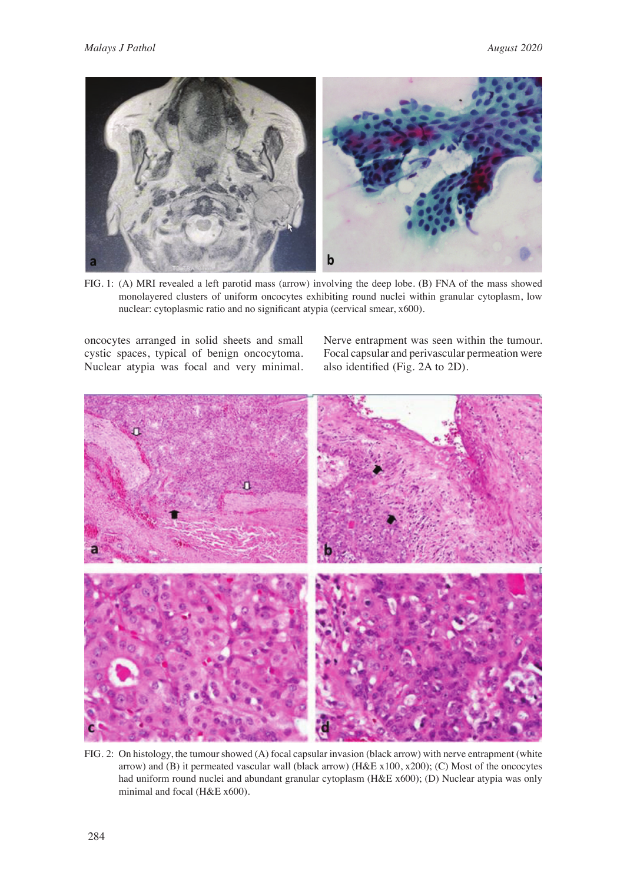FIG. 1: (A) MRI revealed a left parotid mass (arrow) involving the deep lobe. (B) FNA of the mass showed monolayered clusters of uniform oncocytes exhibiting round nuclei within granular cytoplasm, low nuclear: cytoplasmic ratio and no significant atypia (cervical smear, x600).

oncocytes arranged in solid sheets and small cystic spaces, typical of benign oncocytoma. Nuclear atypia was focal and very minimal. Nerve entrapment was seen within the tumour. Focal capsular and perivascular permeation were also identified (Fig. 2A to 2D).

FIG. 2: On histology, the tumour showed (A) focal capsular invasion (black arrow) with nerve entrapment (white arrow) and (B) it permeated vascular wall (black arrow) (H&E x100, x200); (C) Most of the oncocytes had uniform round nuclei and abundant granular cytoplasm (H&E x600); (D) Nuclear atypia was only minimal and focal (H&E x600).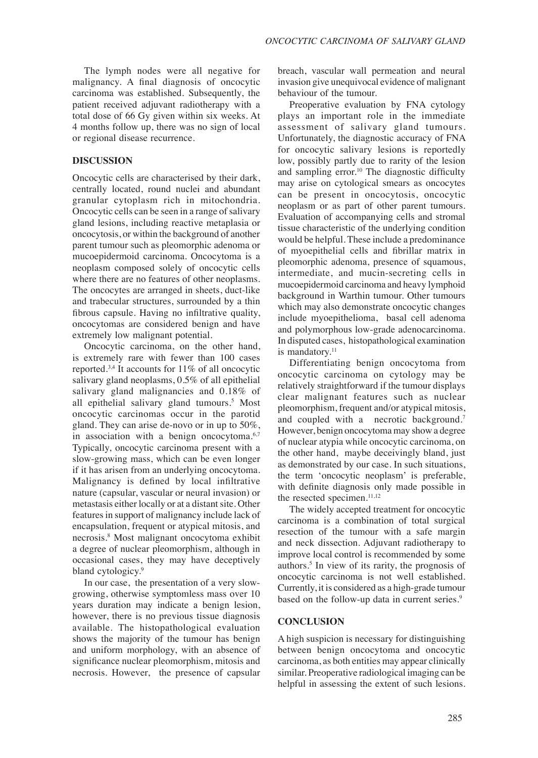The lymph nodes were all negative for malignancy. A final diagnosis of oncocytic carcinoma was established. Subsequently, the patient received adjuvant radiotherapy with a total dose of 66 Gy given within six weeks. At 4 months follow up, there was no sign of local or regional disease recurrence.

## DISCUSSION

Oncocytic cells are characterised by their dark, centrally located, round nuclei and abundant granular cytoplasm rich in mitochondria. Oncocytic cells can be seen in a range of salivary gland lesions, including reactive metaplasia or oncocytosis, or within the background of another parent tumour such as pleomorphic adenoma or mucoepidermoid carcinoma. Oncocytoma is a neoplasm composed solely of oncocytic cells where there are no features of other neoplasms. The oncocytes are arranged in sheets, duct-like and trabecular structures, surrounded by a thin fibrous capsule. Having no infiltrative quality, oncocytomas are considered benign and have extremely low malignant potential.

Oncocytic carcinoma, on the other hand, is extremely rare with fewer than 100 cases reported.[3,4] It accounts for 11% of all oncocytic salivary gland neoplasms, 0.5% of all epithelial salivary gland malignancies and 0.18% of all epithelial salivary gland tumours.[5] Most oncocytic carcinomas occur in the parotid gland. They can arise de-novo or in up to 50%, in association with a benign oncocytoma.[6,7] Typically, oncocytic carcinoma present with a slow-growing mass, which can be even longer if it has arisen from an underlying oncocytoma. Malignancy is defined by local infiltrative nature (capsular, vascular or neural invasion) or metastasis either locally or at a distant site. Other features in support of malignancy include lack of encapsulation, frequent or atypical mitosis, and necrosis.[8] Most malignant oncocytoma exhibit a degree of nuclear pleomorphism, although in occasional cases, they may have deceptively bland cytologicy.[9]

In our case, the presentation of a very slow-growing, otherwise symptomless mass over 10 years duration may indicate a benign lesion, however, there is no previous tissue diagnosis available. The histopathological evaluation shows the majority of the tumour has benign and uniform morphology, with an absence of significance nuclear pleomorphism, mitosis and necrosis. However, the presence of capsular breach, vascular wall permeation and neural invasion give unequivocal evidence of malignant behaviour of the tumour.

Preoperative evaluation by FNA cytology plays an important role in the immediate assessment of salivary gland tumours. Unfortunately, the diagnostic accuracy of FNA for oncocytic salivary lesions is reportedly low, possibly partly due to rarity of the lesion and sampling error.[10] The diagnostic difficulty may arise on cytological smears as oncocytes can be present in oncocytosis, oncocytic neoplasm or as part of other parent tumours. Evaluation of accompanying cells and stromal tissue characteristic of the underlying condition would be helpful. These include a predominance of myoepithelial cells and fibrillar matrix in pleomorphic adenoma, presence of squamous, intermediate, and mucin-secreting cells in mucoepidermoid carcinoma and heavy lymphoid background in Warthin tumour. Other tumours which may also demonstrate oncocytic changes include myoepithelioma, basal cell adenoma and polymorphous low-grade adenocarcinoma. In disputed cases, histopathological examination is mandatory.[11]

Differentiating benign oncocytoma from oncocytic carcinoma on cytology may be relatively straightforward if the tumour displays clear malignant features such as nuclear pleomorphism, frequent and/or atypical mitosis, and coupled with a necrotic background.[7] However, benign oncocytoma may show a degree of nuclear atypia while oncocytic carcinoma, on the other hand, maybe deceivingly bland, just as demonstrated by our case. In such situations, the term 'oncocytic neoplasm' is preferable, with definite diagnosis only made possible in the resected specimen.[11,12]

The widely accepted treatment for oncocytic carcinoma is a combination of total surgical resection of the tumour with a safe margin and neck dissection. Adjuvant radiotherapy to improve local control is recommended by some authors.[5] In view of its rarity, the prognosis of oncocytic carcinoma is not well established. Currently, it is considered as a high-grade tumour based on the follow-up data in current series.[9]

## CONCLUSION

A high suspicion is necessary for distinguishing between benign oncocytoma and oncocytic carcinoma, as both entities may appear clinically similar. Preoperative radiological imaging can be helpful in assessing the extent of such lesions.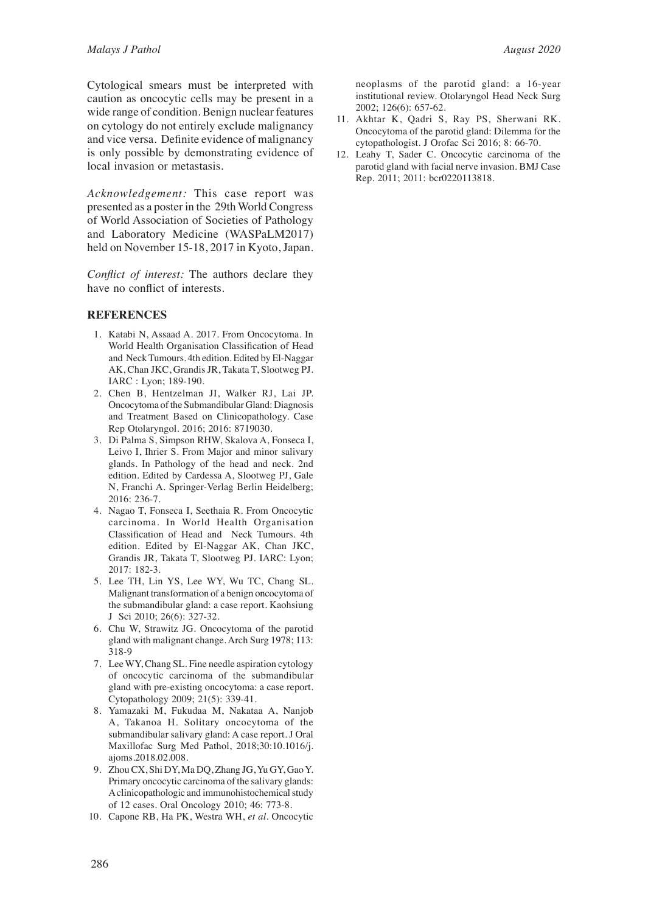Cytological smears must be interpreted with caution as oncocytic cells may be present in a wide range of condition. Benign nuclear features on cytology do not entirely exclude malignancy and vice versa. Definite evidence of malignancy is only possible by demonstrating evidence of local invasion or metastasis.

*Acknowledgement:* This case report was presented as a poster in the 29th World Congress of World Association of Societies of Pathology and Laboratory Medicine (WASPaLM2017) held on November 15-18, 2017 in Kyoto, Japan.

*Conflict of interest:* The authors declare they have no conflict of interests.

## REFERENCES

1. Katabi N, Assaad A. 2017. From Oncocytoma. In World Health Organisation Classification of Head and Neck Tumours. 4th edition. Edited by El-Naggar AK, Chan JKC, Grandis JR, Takata T, Slootweg PJ. IARC : Lyon; 189-190.
2. Chen B, Hentzelman JI, Walker RJ, Lai JP. Oncocytoma of the Submandibular Gland: Diagnosis and Treatment Based on Clinicopathology. Case Rep Otolaryngol. 2016; 2016: 8719030.
3. Di Palma S, Simpson RHW, Skalova A, Fonseca I, Leivo I, Ihrier S. From Major and minor salivary glands. In Pathology of the head and neck. 2nd edition. Edited by Cardessa A, Slootweg PJ, Gale N, Franchi A. Springer-Verlag Berlin Heidelberg; 2016: 236-7.
4. Nagao T, Fonseca I, Seethaia R. From Oncocytic carcinoma. In World Health Organisation Classification of Head and Neck Tumours. 4th edition. Edited by El-Naggar AK, Chan JKC, Grandis JR, Takata T, Slootweg PJ. IARC: Lyon; 2017: 182-3.
5. Lee TH, Lin YS, Lee WY, Wu TC, Chang SL. Malignant transformation of a benign oncocytoma of the submandibular gland: a case report. Kaohsiung J Sci 2010; 26(6): 327-32.
6. Chu W, Strawitz JG. Oncocytoma of the parotid gland with malignant change. Arch Surg 1978; 113: 318-9
7. Lee WY, Chang SL. Fine needle aspiration cytology of oncocytic carcinoma of the submandibular gland with pre-existing oncocytoma: a case report. Cytopathology 2009; 21(5): 339-41.
8. Yamazaki M, Fukudaa M, Nakataa A, Nanjob A, Takanoa H. Solitary oncocytoma of the submandibular salivary gland: A case report. J Oral Maxillofac Surg Med Pathol, 2018;30:10.1016/j.ajoms.2018.02.008.
9. Zhou CX, Shi DY, Ma DQ, Zhang JG, Yu GY, Gao Y. Primary oncocytic carcinoma of the salivary glands: A clinicopathologic and immunohistochemical study of 12 cases. Oral Oncology 2010; 46: 773-8.
10. Capone RB, Ha PK, Westra WH, *et al*. Oncocytic neoplasms of the parotid gland: a 16-year institutional review. Otolaryngol Head Neck Surg 2002; 126(6): 657-62.
11. Akhtar K, Qadri S, Ray PS, Sherwani RK. Oncocytoma of the parotid gland: Dilemma for the cytopathologist. J Orofac Sci 2016; 8: 66-70.
12. Leahy T, Sader C. Oncocytic carcinoma of the parotid gland with facial nerve invasion. BMJ Case Rep. 2011; 2011: bcr0220113818.